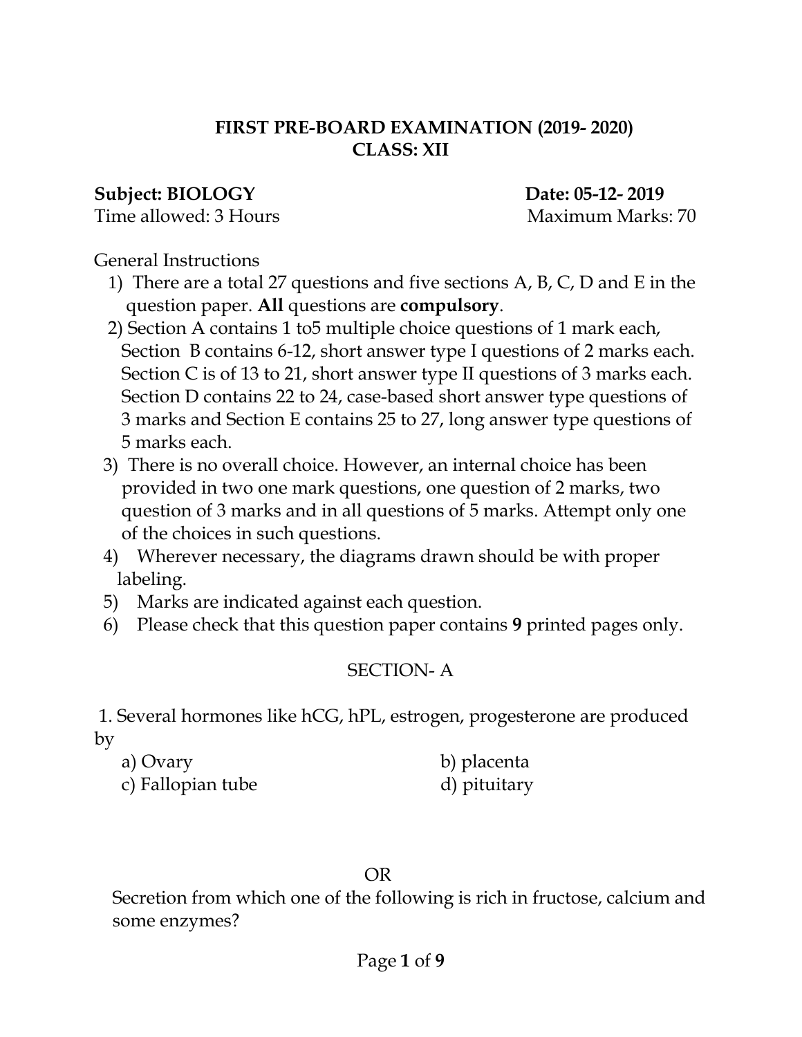**FIRST PRE-BOARD EXAMINATION (2019- 2020)**
**CLASS: XII**

**Subject: BIOLOGY** **Date: 05-12- 2019**
Time allowed: 3 Hours Maximum Marks: 70

General Instructions

1) There are a total 27 questions and five sections A, B, C, D and E in the question paper. **All** questions are **compulsory**.
2) Section A contains 1 to5 multiple choice questions of 1 mark each, Section B contains 6-12, short answer type I questions of 2 marks each. Section C is of 13 to 21, short answer type II questions of 3 marks each. Section D contains 22 to 24, case-based short answer type questions of 3 marks and Section E contains 25 to 27, long answer type questions of 5 marks each.
3) There is no overall choice. However, an internal choice has been provided in two one mark questions, one question of 2 marks, two question of 3 marks and in all questions of 5 marks. Attempt only one of the choices in such questions.
4) Wherever necessary, the diagrams drawn should be with proper labeling.
5) Marks are indicated against each question.
6) Please check that this question paper contains **9** printed pages only.

SECTION- A

1. Several hormones like hCG, hPL, estrogen, progesterone are produced by

a) Ovary b) placenta
c) Fallopian tube d) pituitary

OR

Secretion from which one of the following is rich in fructose, calcium and some enzymes?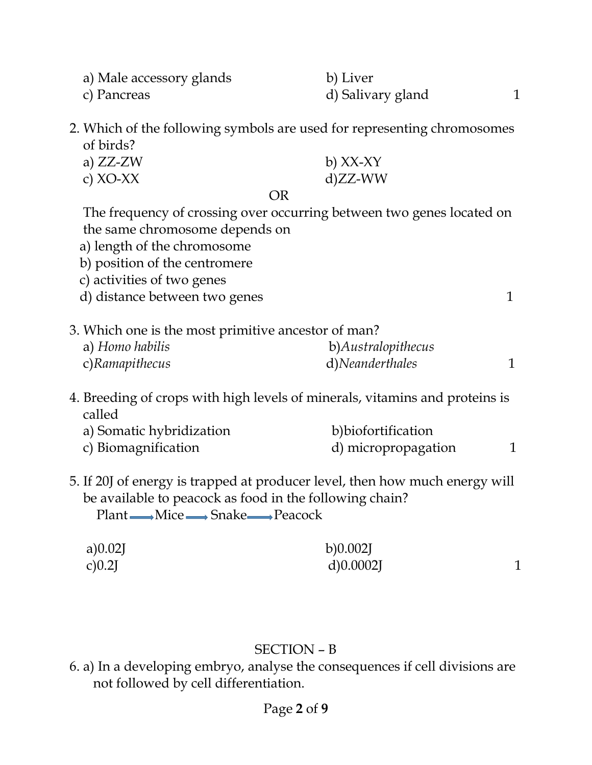a) Male accessory glands  b) Liver
c) Pancreas  d) Salivary gland  1

2. Which of the following symbols are used for representing chromosomes of birds?
   a) ZZ-ZW  b) XX-XY
   c) XO-XX  d)ZZ-WW

OR

The frequency of crossing over occurring between two genes located on the same chromosome depends on
a) length of the chromosome
b) position of the centromere
c) activities of two genes
d) distance between two genes  1

3. Which one is the most primitive ancestor of man?
   a) *Homo habilis*  b)*Australopithecus*
   c)*Ramapithecus*  d)*Neanderthales*  1

4. Breeding of crops with high levels of minerals, vitamins and proteins is called
   a) Somatic hybridization  b)biofortification
   c) Biomagnification  d) micropropagation  1

5. If 20J of energy is trapped at producer level, then how much energy will be available to peacock as food in the following chain?
   Plant ⟶ Mice ⟶ Snake ⟶ Peacock

   a)0.02J  b)0.002J
   c)0.2J  d)0.0002J  1

## SECTION – B

6. a) In a developing embryo, analyse the consequences if cell divisions are not followed by cell differentiation.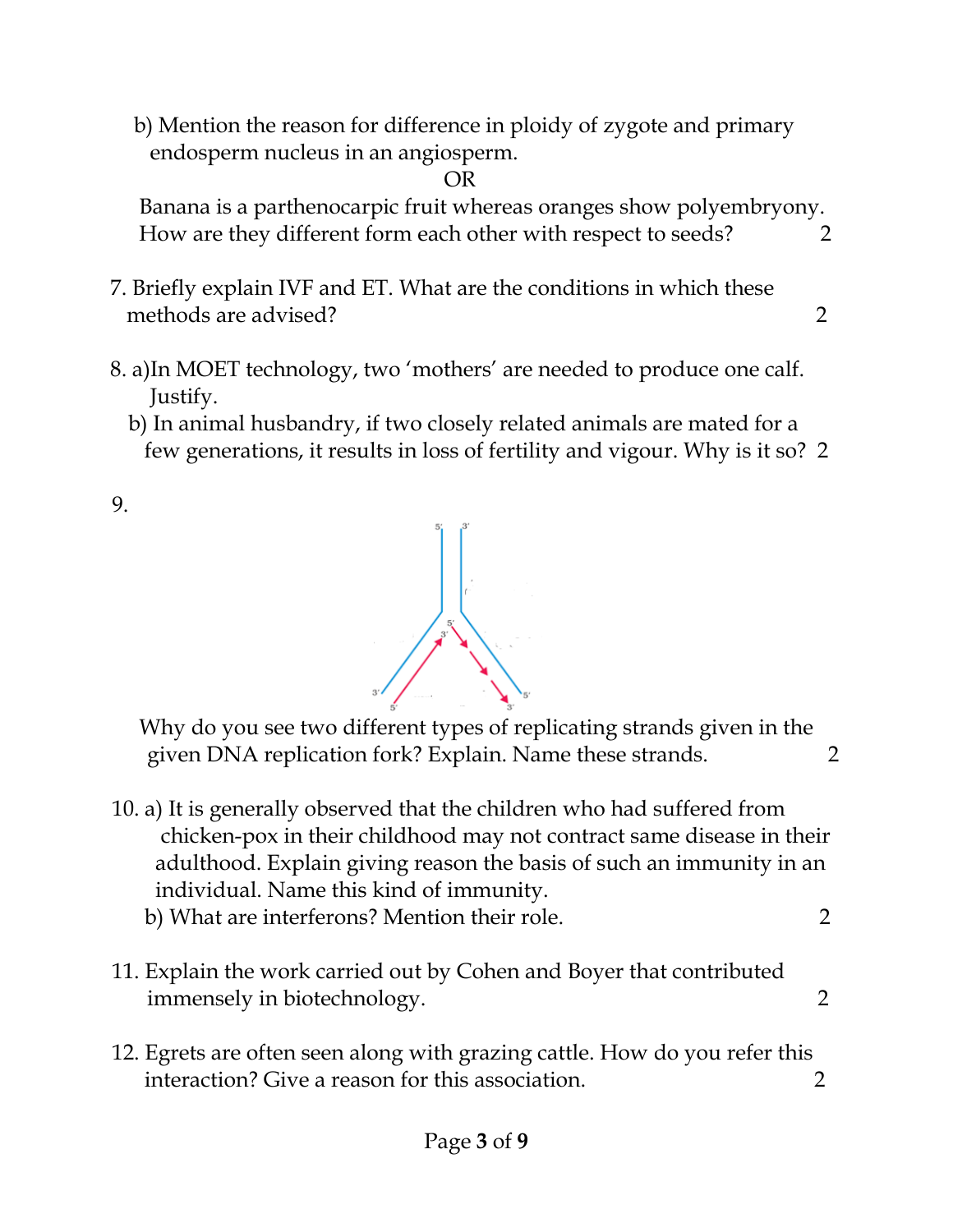b) Mention the reason for difference in ploidy of zygote and primary endosperm nucleus in an angiosperm.

OR

Banana is a parthenocarpic fruit whereas oranges show polyembryony. How are they different form each other with respect to seeds? 2

7. Briefly explain IVF and ET. What are the conditions in which these methods are advised? 2

8. a)In MOET technology, two 'mothers' are needed to produce one calf. Justify.
   b) In animal husbandry, if two closely related animals are mated for a few generations, it results in loss of fertility and vigour. Why is it so? 2

9.

Why do you see two different types of replicating strands given in the given DNA replication fork? Explain. Name these strands. 2

10. a) It is generally observed that the children who had suffered from chicken-pox in their childhood may not contract same disease in their adulthood. Explain giving reason the basis of such an immunity in an individual. Name this kind of immunity.
    b) What are interferons? Mention their role. 2

11. Explain the work carried out by Cohen and Boyer that contributed immensely in biotechnology. 2

12. Egrets are often seen along with grazing cattle. How do you refer this interaction? Give a reason for this association. 2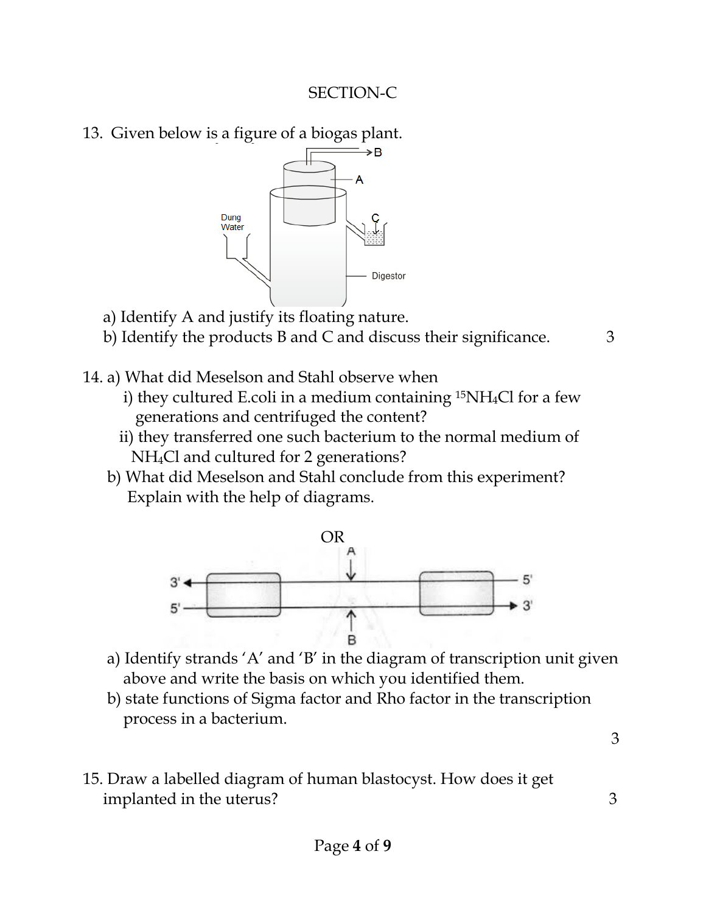## SECTION-C

13. Given below is a figure of a biogas plant.

   a) Identify A and justify its floating nature.
   b) Identify the products B and C and discuss their significance. 3

14. a) What did Meselson and Stahl observe when
   i) they cultured E.coli in a medium containing $^{15}NH_4Cl$ for a few generations and centrifuged the content?
   ii) they transferred one such bacterium to the normal medium of $NH_4Cl$ and cultured for 2 generations?

   b) What did Meselson and Stahl conclude from this experiment? Explain with the help of diagrams.

OR

   a) Identify strands 'A' and 'B' in the diagram of transcription unit given above and write the basis on which you identified them.
   b) state functions of Sigma factor and Rho factor in the transcription process in a bacterium.

3

15. Draw a labelled diagram of human blastocyst. How does it get implanted in the uterus? 3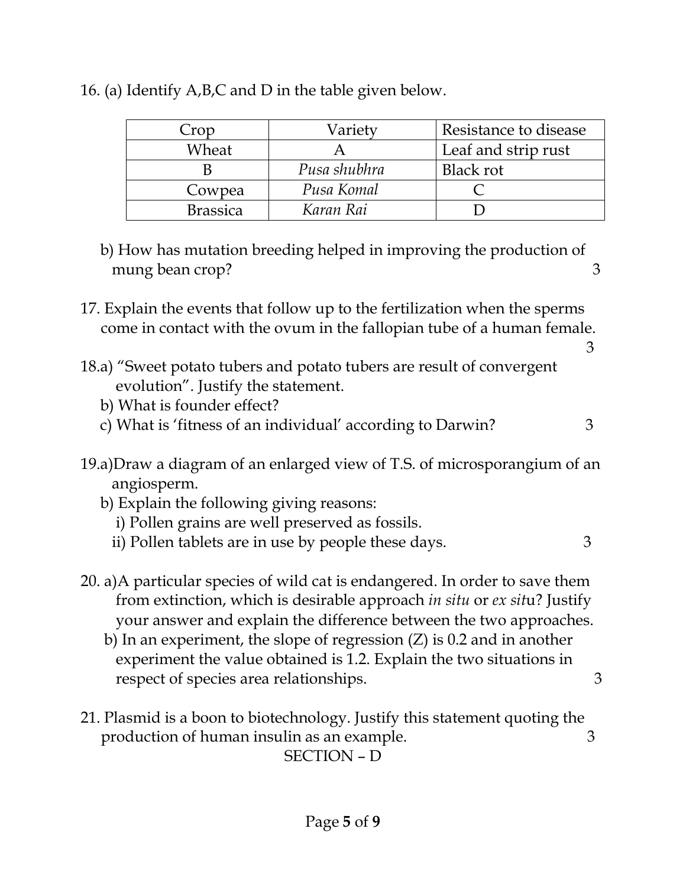16. (a) Identify A,B,C and D in the table given below.

| Crop | Variety | Resistance to disease |
|---|---|---|
| Wheat | A | Leaf and strip rust |
| B | *Pusa shubhra* | Black rot |
| Cowpea | *Pusa Komal* | C |
| Brassica | *Karan Rai* | D |

b) How has mutation breeding helped in improving the production of mung bean crop? 3

17. Explain the events that follow up to the fertilization when the sperms come in contact with the ovum in the fallopian tube of a human female. 3

18.a) "Sweet potato tubers and potato tubers are result of convergent evolution". Justify the statement.

b) What is founder effect?

c) What is 'fitness of an individual' according to Darwin? 3

19.a)Draw a diagram of an enlarged view of T.S. of microsporangium of an angiosperm.

b) Explain the following giving reasons:

i) Pollen grains are well preserved as fossils.

ii) Pollen tablets are in use by people these days. 3

20. a)A particular species of wild cat is endangered. In order to save them from extinction, which is desirable approach *in situ* or *ex situ*? Justify your answer and explain the difference between the two approaches.

b) In an experiment, the slope of regression (Z) is 0.2 and in another experiment the value obtained is 1.2. Explain the two situations in respect of species area relationships. 3

21. Plasmid is a boon to biotechnology. Justify this statement quoting the production of human insulin as an example. 3

SECTION – D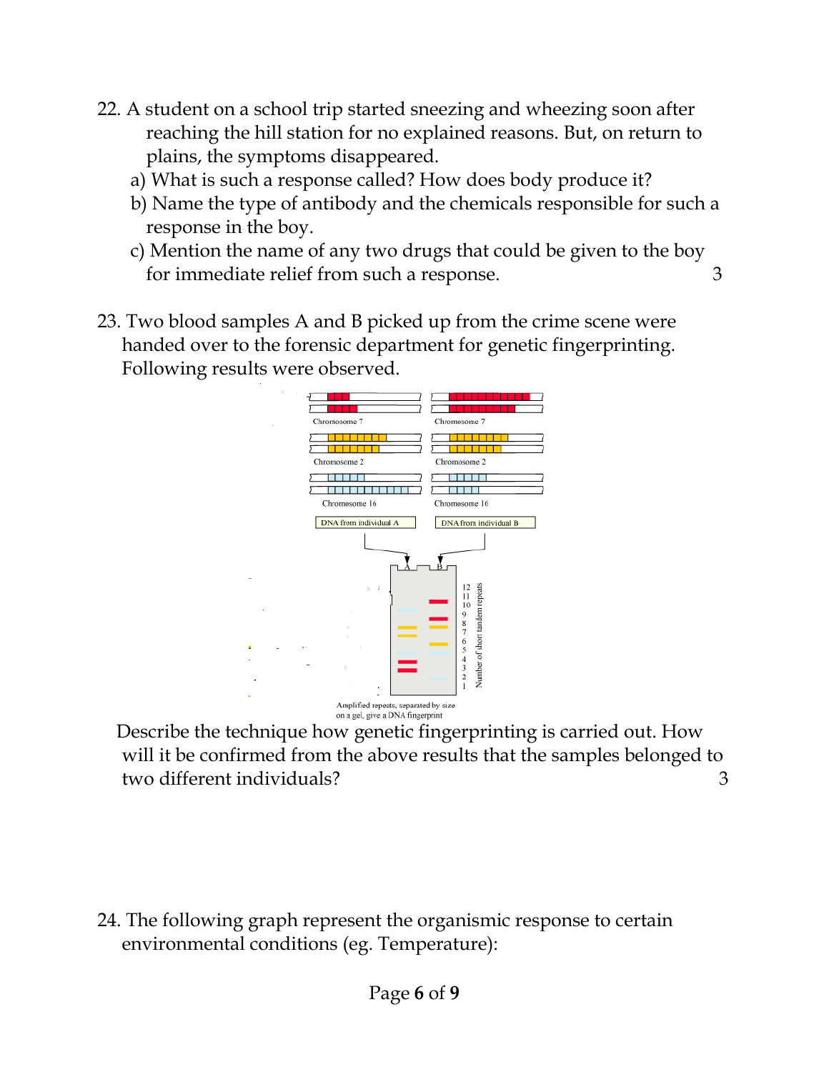22. A student on a school trip started sneezing and wheezing soon after reaching the hill station for no explained reasons. But, on return to plains, the symptoms disappeared.

a) What is such a response called? How does body produce it?

b) Name the type of antibody and the chemicals responsible for such a response in the boy.

c) Mention the name of any two drugs that could be given to the boy for immediate relief from such a response. 3

23. Two blood samples A and B picked up from the crime scene were handed over to the forensic department for genetic fingerprinting. Following results were observed.

Chromosome 7 | Chromosome 7

Chromosome 2 | Chromosome 2

Chromosome 16 | Chromosome 16

DNA from individual A | DNA from individual B

Number of short tandem repeats: 12, 11, 10, 9, 8, 7, 6, 5, 4, 3, 2, 1

Amplified repeats, separated by size on a gel, give a DNA fingerprint

Describe the technique how genetic fingerprinting is carried out. How will it be confirmed from the above results that the samples belonged to two different individuals? 3

24. The following graph represent the organismic response to certain environmental conditions (eg. Temperature):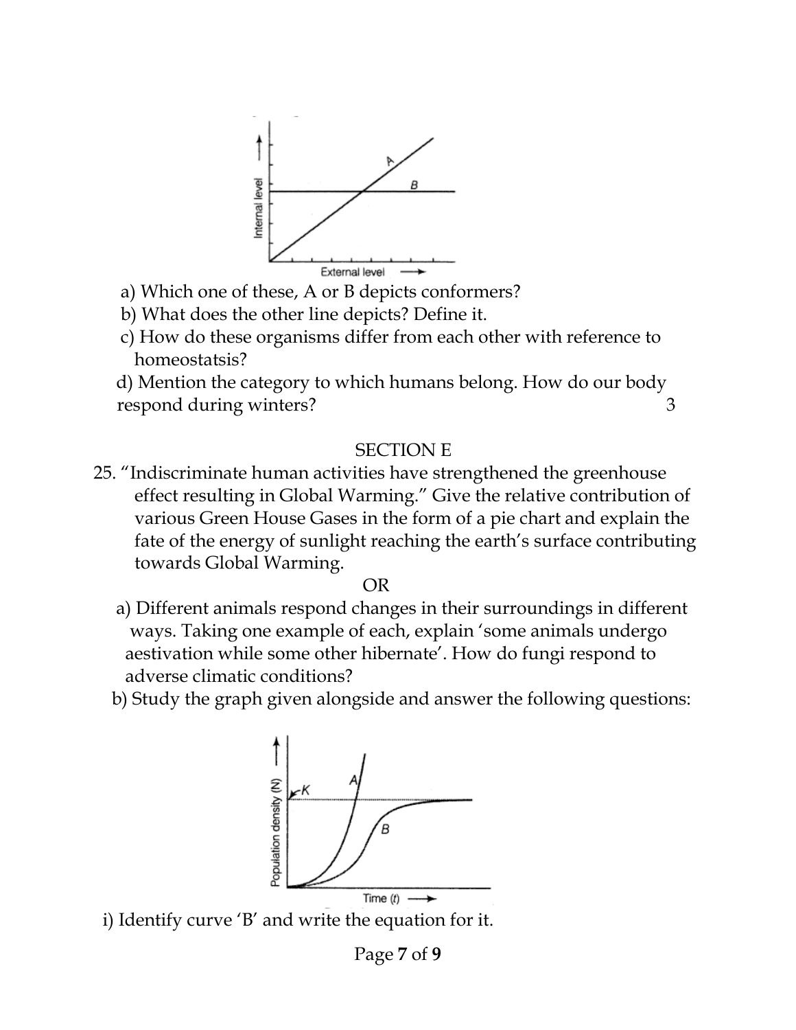a) Which one of these, A or B depicts conformers?

b) What does the other line depicts? Define it.

c) How do these organisms differ from each other with reference to homeostatsis?

d) Mention the category to which humans belong. How do our body respond during winters? 3

## SECTION E

25. "Indiscriminate human activities have strengthened the greenhouse effect resulting in Global Warming." Give the relative contribution of various Green House Gases in the form of a pie chart and explain the fate of the energy of sunlight reaching the earth's surface contributing towards Global Warming.

OR

a) Different animals respond changes in their surroundings in different ways. Taking one example of each, explain 'some animals undergo aestivation while some other hibernate'. How do fungi respond to adverse climatic conditions?

b) Study the graph given alongside and answer the following questions:

i) Identify curve 'B' and write the equation for it.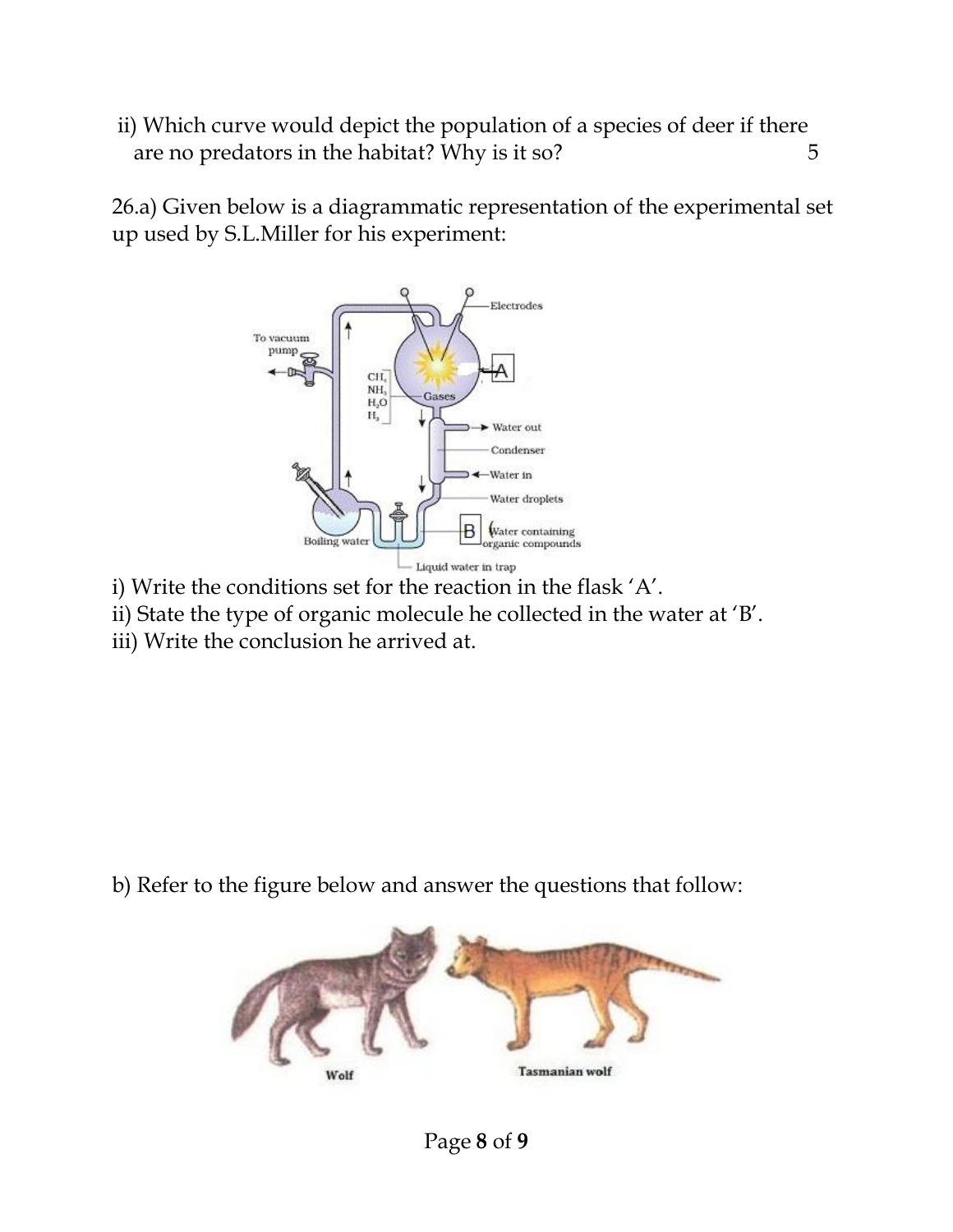ii) Which curve would depict the population of a species of deer if there are no predators in the habitat? Why is it so? 5

26.a) Given below is a diagrammatic representation of the experimental set up used by S.L.Miller for his experiment:

i) Write the conditions set for the reaction in the flask ‘A’.
ii) State the type of organic molecule he collected in the water at ‘B’.
iii) Write the conclusion he arrived at.

b) Refer to the figure below and answer the questions that follow: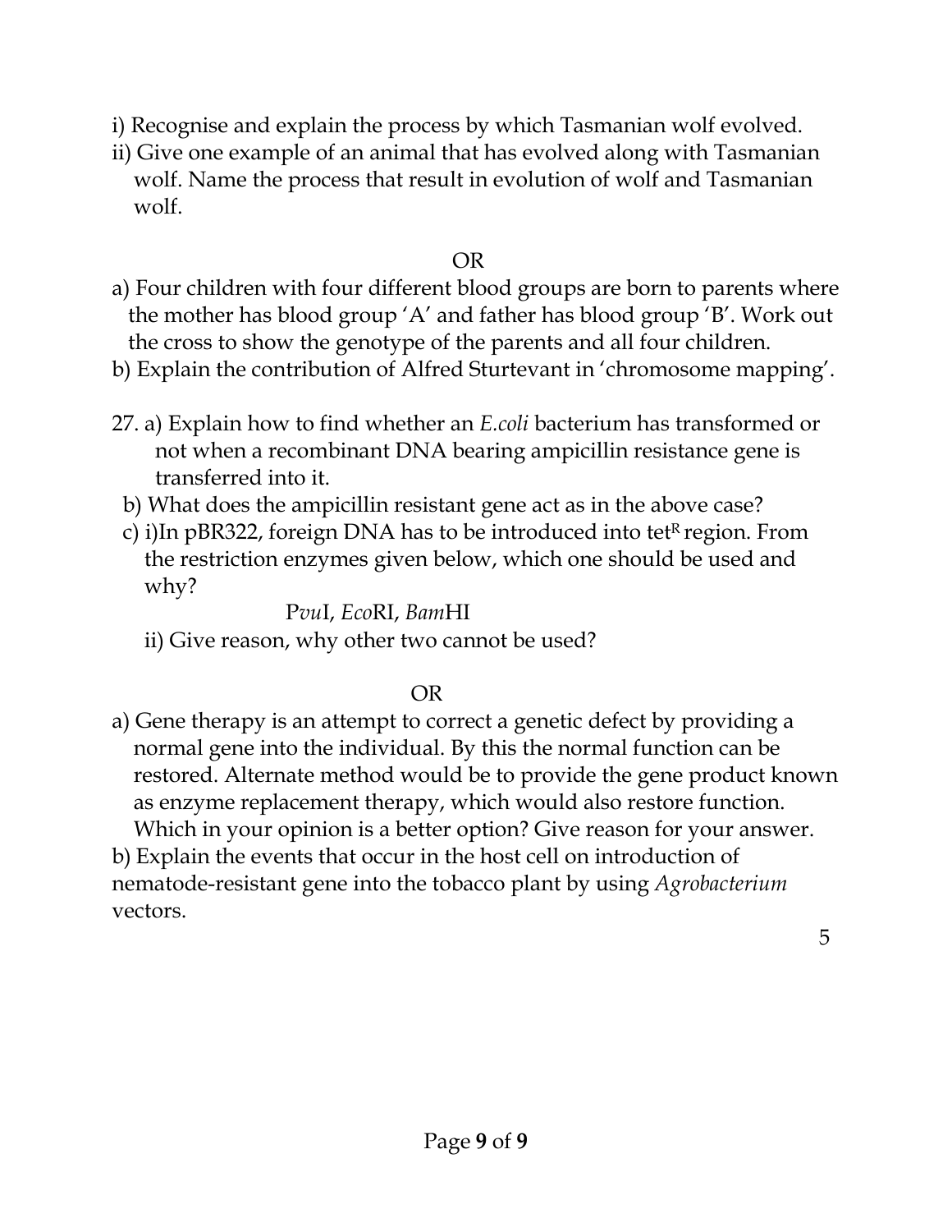i) Recognise and explain the process by which Tasmanian wolf evolved.

ii) Give one example of an animal that has evolved along with Tasmanian wolf. Name the process that result in evolution of wolf and Tasmanian wolf.

OR

a) Four children with four different blood groups are born to parents where the mother has blood group 'A' and father has blood group 'B'. Work out the cross to show the genotype of the parents and all four children.

b) Explain the contribution of Alfred Sturtevant in 'chromosome mapping'.

27. a) Explain how to find whether an *E.coli* bacterium has transformed or not when a recombinant DNA bearing ampicillin resistance gene is transferred into it.

b) What does the ampicillin resistant gene act as in the above case?

c) i)In pBR322, foreign DNA has to be introduced into $tet^R$ region. From the restriction enzymes given below, which one should be used and why?

P*vu*I, *Eco*RI, *Bam*HI

ii) Give reason, why other two cannot be used?

OR

a) Gene therapy is an attempt to correct a genetic defect by providing a normal gene into the individual. By this the normal function can be restored. Alternate method would be to provide the gene product known as enzyme replacement therapy, which would also restore function. Which in your opinion is a better option? Give reason for your answer.

b) Explain the events that occur in the host cell on introduction of nematode-resistant gene into the tobacco plant by using *Agrobacterium* vectors.

5